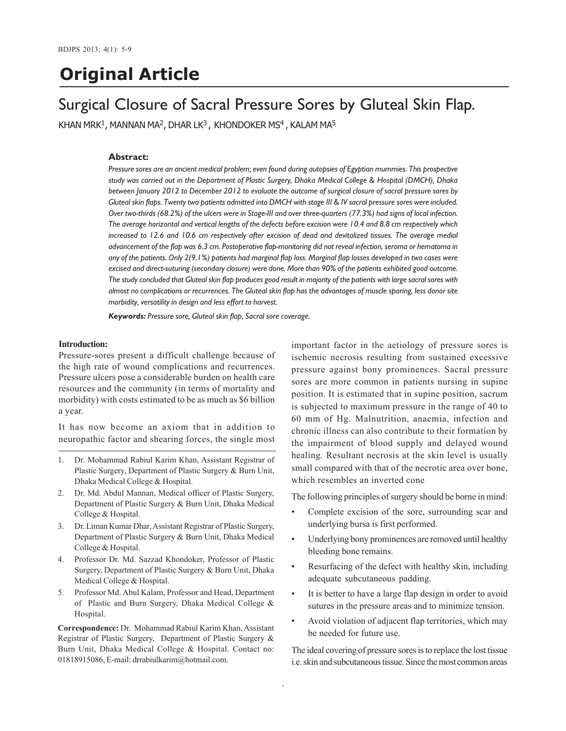# Original Article

## Surgical Closure of Sacral Pressure Sores by Gluteal Skin Flap.

KHAN MRK[1], MANNAN MA[2], DHAR LK[3], KHONDOKER MS[4], KALAM MA[5]

**Abstract:**

*Pressure sores are an ancient medical problem; even found during autopsies of Egyptian mummies. This prospective study was carried out in the Department of Plastic Surgery, Dhaka Medical College & Hospital (DMCH), Dhaka between January 2012 to December 2012 to evaluate the outcome of surgical closure of sacral pressure sores by Gluteal skin flaps. Twenty two patients admitted into DMCH with stage III & IV sacral pressure sores were included. Over two-thirds (68.2%) of the ulcers were in Stage-III and over three-quarters (77.3%) had signs of local infection. The average horizontal and vertical lengths of the defects before excision were 10.4 and 8.8 cm respectively which increased to 12.6 and 10.6 cm respectively after excision of dead and devitalized tissues. The average medial advancement of the flap was 6.3 cm. Postoperative flap-monitoring did not reveal infection, seroma or hematoma in any of the patients. Only 2(9.1%) patients had marginal flap loss. Marginal flap losses developed in two cases were excised and direct-suturing (secondary closure) were done. More than 90% of the patients exhibited good outcome. The study concluded that Gluteal skin flap produces good result in majority of the patients with large sacral sores with almost no complications or recurrences. The Gluteal skin flap has the advantages of muscle sparing, less donor site morbidity, versatility in design and less effort to harvest.*

***Keywords:*** *Pressure sore, Gluteal skin flap, Sacral sore coverage.*

**Introduction:**

Pressure-sores present a difficult challenge because of the high rate of wound complications and recurrences. Pressure ulcers pose a considerable burden on health care resources and the community (in terms of mortality and morbidity) with costs estimated to be as much as $6 billion a year.

It has now become an axiom that in addition to neuropathic factor and shearing forces, the single most important factor in the aetiology of pressure sores is ischemic necrosis resulting from sustained excessive pressure against bony prominences. Sacral pressure sores are more common in patients nursing in supine position. It is estimated that in supine position, sacrum is subjected to maximum pressure in the range of 40 to 60 mm of Hg. Malnutrition, anaemia, infection and chronic illness can also contribute to their formation by the impairment of blood supply and delayed wound healing. Resultant necrosis at the skin level is usually small compared with that of the necrotic area over bone, which resembles an inverted cone

The following principles of surgery should be borne in mind:

- Complete excision of the sore, surrounding scar and underlying bursa is first performed.
- Underlying bony prominences are removed until healthy bleeding bone remains.
- Resurfacing of the defect with healthy skin, including adequate subcutaneous padding.
- It is better to have a large flap design in order to avoid sutures in the pressure areas and to minimize tension.
- Avoid violation of adjacent flap territories, which may be needed for future use.

The ideal covering of pressure sores is to replace the lost tissue i.e. skin and subcutaneous tissue. Since the most common areas

---

1. Dr. Mohammad Rabiul Karim Khan, Assistant Registrar of Plastic Surgery, Department of Plastic Surgery & Burn Unit, Dhaka Medical College & Hospital.
2. Dr. Md. Abdul Mannan, Medical officer of Plastic Surgery, Department of Plastic Surgery & Burn Unit, Dhaka Medical College & Hospital.
3. Dr. Liman Kumar Dhar, Assistant Registrar of Plastic Surgery, Department of Plastic Surgery & Burn Unit, Dhaka Medical College & Hospital.
4. Professor Dr. Md. Sazzad Khondoker, Professor of Plastic Surgery, Department of Plastic Surgery & Burn Unit, Dhaka Medical College & Hospital.
5. Professor Md. Abul Kalam, Professor and Head, Department of Plastic and Burn Surgery, Dhaka Medical College & Hospital.

**Correspondence:** Dr. Mohammad Rabiul Karim Khan, Assistant Registrar of Plastic Surgery, Department of Plastic Surgery & Burn Unit, Dhaka Medical College & Hospital. Contact no: 01818915086, E-mail: drrabiulkarim@hotmail.com.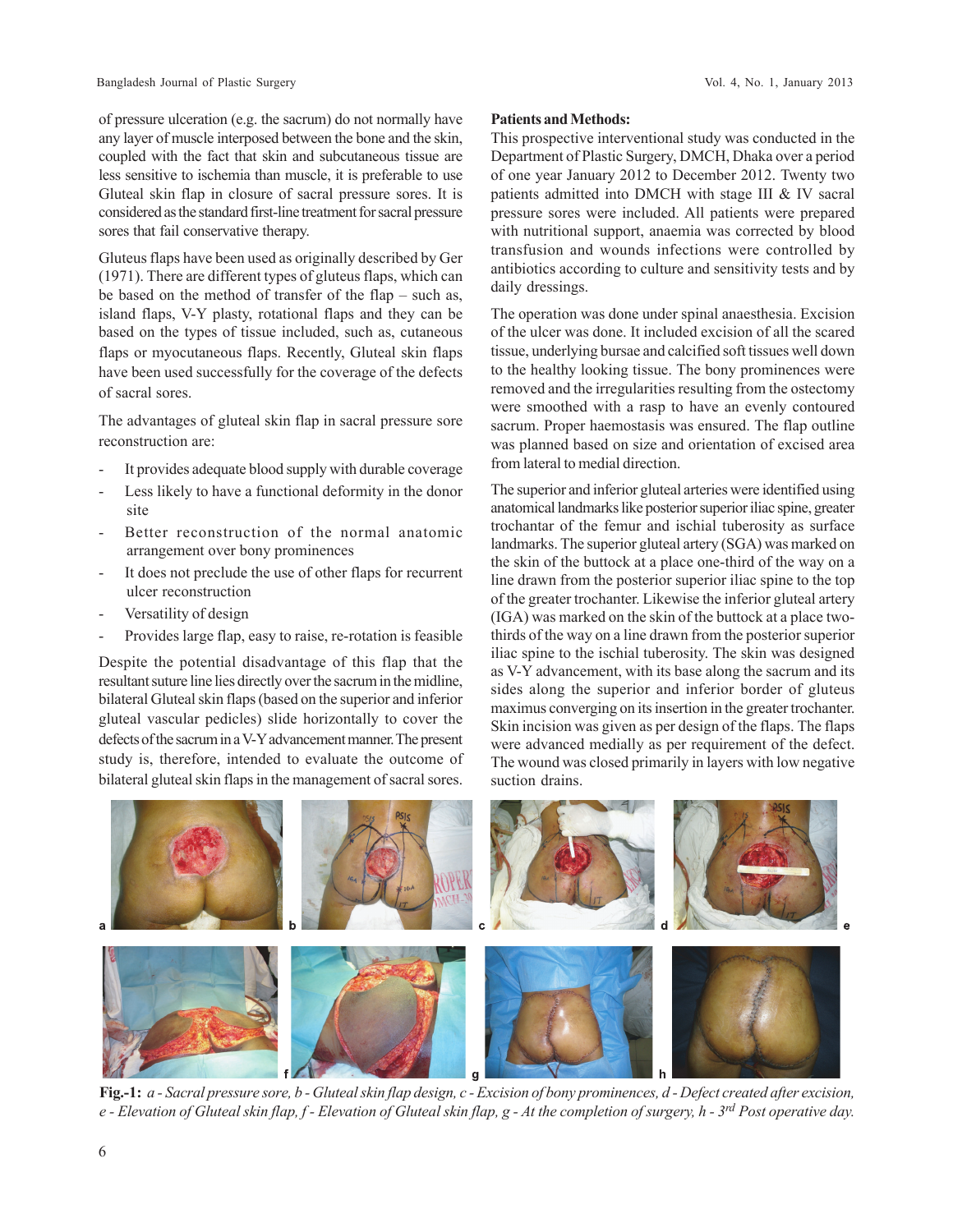of pressure ulceration (e.g. the sacrum) do not normally have any layer of muscle interposed between the bone and the skin, coupled with the fact that skin and subcutaneous tissue are less sensitive to ischemia than muscle, it is preferable to use Gluteal skin flap in closure of sacral pressure sores. It is considered as the standard first-line treatment for sacral pressure sores that fail conservative therapy.

Gluteus flaps have been used as originally described by Ger (1971). There are different types of gluteus flaps, which can be based on the method of transfer of the flap – such as, island flaps, V-Y plasty, rotational flaps and they can be based on the types of tissue included, such as, cutaneous flaps or myocutaneous flaps. Recently, Gluteal skin flaps have been used successfully for the coverage of the defects of sacral sores.

The advantages of gluteal skin flap in sacral pressure sore reconstruction are:

- It provides adequate blood supply with durable coverage
- Less likely to have a functional deformity in the donor site
- Better reconstruction of the normal anatomic arrangement over bony prominences
- It does not preclude the use of other flaps for recurrent ulcer reconstruction
- Versatility of design
- Provides large flap, easy to raise, re-rotation is feasible

Despite the potential disadvantage of this flap that the resultant suture line lies directly over the sacrum in the midline, bilateral Gluteal skin flaps (based on the superior and inferior gluteal vascular pedicles) slide horizontally to cover the defects of the sacrum in a V-Y advancement manner. The present study is, therefore, intended to evaluate the outcome of bilateral gluteal skin flaps in the management of sacral sores.

## Patients and Methods:

This prospective interventional study was conducted in the Department of Plastic Surgery, DMCH, Dhaka over a period of one year January 2012 to December 2012. Twenty two patients admitted into DMCH with stage III & IV sacral pressure sores were included. All patients were prepared with nutritional support, anaemia was corrected by blood transfusion and wounds infections were controlled by antibiotics according to culture and sensitivity tests and by daily dressings.

The operation was done under spinal anaesthesia. Excision of the ulcer was done. It included excision of all the scared tissue, underlying bursae and calcified soft tissues well down to the healthy looking tissue. The bony prominences were removed and the irregularities resulting from the ostectomy were smoothed with a rasp to have an evenly contoured sacrum. Proper haemostasis was ensured. The flap outline was planned based on size and orientation of excised area from lateral to medial direction.

The superior and inferior gluteal arteries were identified using anatomical landmarks like posterior superior iliac spine, greater trochantar of the femur and ischial tuberosity as surface landmarks. The superior gluteal artery (SGA) was marked on the skin of the buttock at a place one-third of the way on a line drawn from the posterior superior iliac spine to the top of the greater trochanter. Likewise the inferior gluteal artery (IGA) was marked on the skin of the buttock at a place two-thirds of the way on a line drawn from the posterior superior iliac spine to the ischial tuberosity. The skin was designed as V-Y advancement, with its base along the sacrum and its sides along the superior and inferior border of gluteus maximus converging on its insertion in the greater trochanter. Skin incision was given as per design of the flaps. The flaps were advanced medially as per requirement of the defect. The wound was closed primarily in layers with low negative suction drains.

**Fig.-1:** *a - Sacral pressure sore, b - Gluteal skin flap design, c - Excision of bony prominences, d - Defect created after excision, e - Elevation of Gluteal skin flap, f - Elevation of Gluteal skin flap, g - At the completion of surgery, h - 3rd Post operative day.*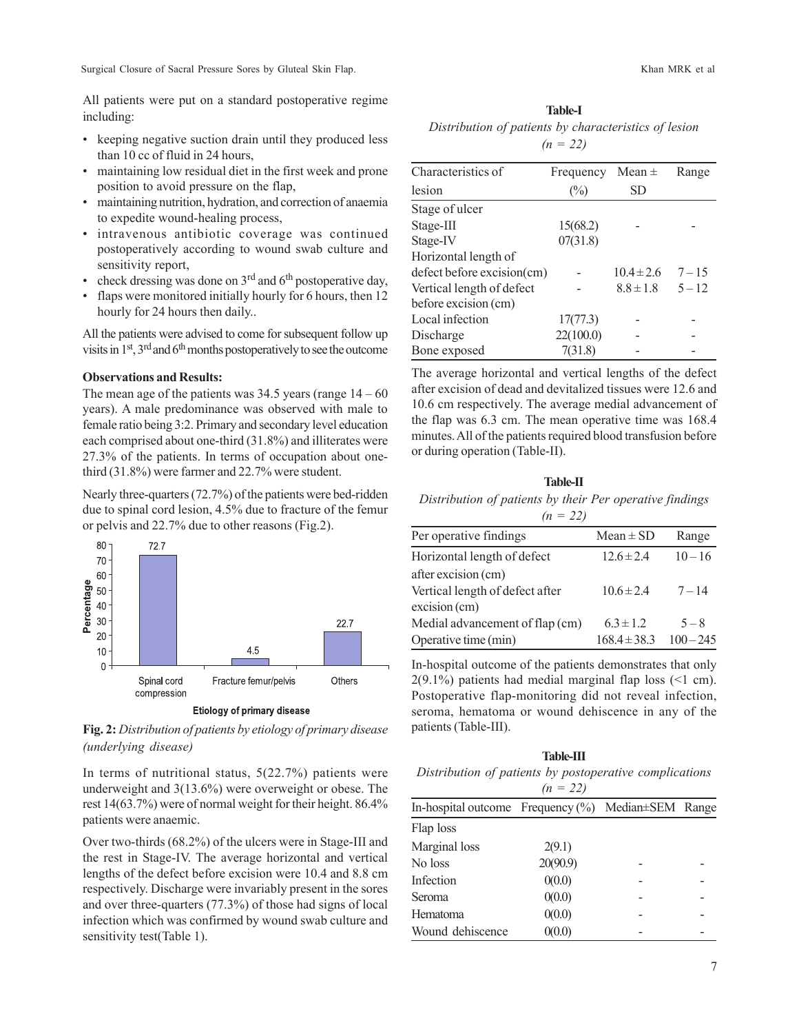All patients were put on a standard postoperative regime including:

- keeping negative suction drain until they produced less than 10 cc of fluid in 24 hours,
- maintaining low residual diet in the first week and prone position to avoid pressure on the flap,
- maintaining nutrition, hydration, and correction of anaemia to expedite wound-healing process,
- intravenous antibiotic coverage was continued postoperatively according to wound swab culture and sensitivity report,
- check dressing was done on 3rd and 6th postoperative day,
- flaps were monitored initially hourly for 6 hours, then 12 hourly for 24 hours then daily..

All the patients were advised to come for subsequent follow up visits in 1st, 3rd and 6th months postoperatively to see the outcome

**Observations and Results:**

The mean age of the patients was 34.5 years (range 14 – 60 years). A male predominance was observed with male to female ratio being 3:2. Primary and secondary level education each comprised about one-third (31.8%) and illiterates were 27.3% of the patients. In terms of occupation about one-third (31.8%) were farmer and 22.7% were student.

Nearly three-quarters (72.7%) of the patients were bed-ridden due to spinal cord lesion, 4.5% due to fracture of the femur or pelvis and 22.7% due to other reasons (Fig.2).

| Etiology of primary disease | Percentage |
|---|---|
| Spinal cord compression | 72.7 |
| Fracture femur/pelvis | 4.5 |
| Others | 22.7 |

**Fig. 2:** *Distribution of patients by etiology of primary disease (underlying disease)*

In terms of nutritional status, 5(22.7%) patients were underweight and 3(13.6%) were overweight or obese. The rest 14(63.7%) were of normal weight for their height. 86.4% patients were anaemic.

Over two-thirds (68.2%) of the ulcers were in Stage-III and the rest in Stage-IV. The average horizontal and vertical lengths of the defect before excision were 10.4 and 8.8 cm respectively. Discharge were invariably present in the sores and over three-quarters (77.3%) of those had signs of local infection which was confirmed by wound swab culture and sensitivity test(Table 1).

**Table-I**

*Distribution of patients by characteristics of lesion (n = 22)*

| Characteristics of lesion | Frequency (%) | Mean ± SD | Range |
|---|---|---|---|
| Stage of ulcer | | | |
| Stage-III | 15(68.2) | - | - |
| Stage-IV | 07(31.8) | | |
| Horizontal length of defect before excision(cm) | - | 10.4 ± 2.6 | 7 – 15 |
| Vertical length of defect before excision (cm) | - | 8.8 ± 1.8 | 5 – 12 |
| Local infection | 17(77.3) | - | - |
| Discharge | 22(100.0) | - | - |
| Bone exposed | 7(31.8) | - | - |

The average horizontal and vertical lengths of the defect after excision of dead and devitalized tissues were 12.6 and 10.6 cm respectively. The average medial advancement of the flap was 6.3 cm. The mean operative time was 168.4 minutes. All of the patients required blood transfusion before or during operation (Table-II).

**Table-II**

*Distribution of patients by their Per operative findings (n = 22)*

| Per operative findings | Mean ± SD | Range |
|---|---|---|
| Horizontal length of defect after excision (cm) | 12.6 ± 2.4 | 10 – 16 |
| Vertical length of defect after excision (cm) | 10.6 ± 2.4 | 7 – 14 |
| Medial advancement of flap (cm) | 6.3 ± 1.2 | 5 – 8 |
| Operative time (min) | 168.4 ± 38.3 | 100 – 245 |

In-hospital outcome of the patients demonstrates that only 2(9.1%) patients had medial marginal flap loss (<1 cm). Postoperative flap-monitoring did not reveal infection, seroma, hematoma or wound dehiscence in any of the patients (Table-III).

**Table-III**

*Distribution of patients by postoperative complications (n = 22)*

| In-hospital outcome | Frequency (%) | Median±SEM | Range |
|---|---|---|---|
| Flap loss | | | |
| Marginal loss | 2(9.1) | | |
| No loss | 20(90.9) | - | - |
| Infection | 0(0.0) | - | - |
| Seroma | 0(0.0) | - | - |
| Hematoma | 0(0.0) | - | - |
| Wound dehiscence | 0(0.0) | - | - |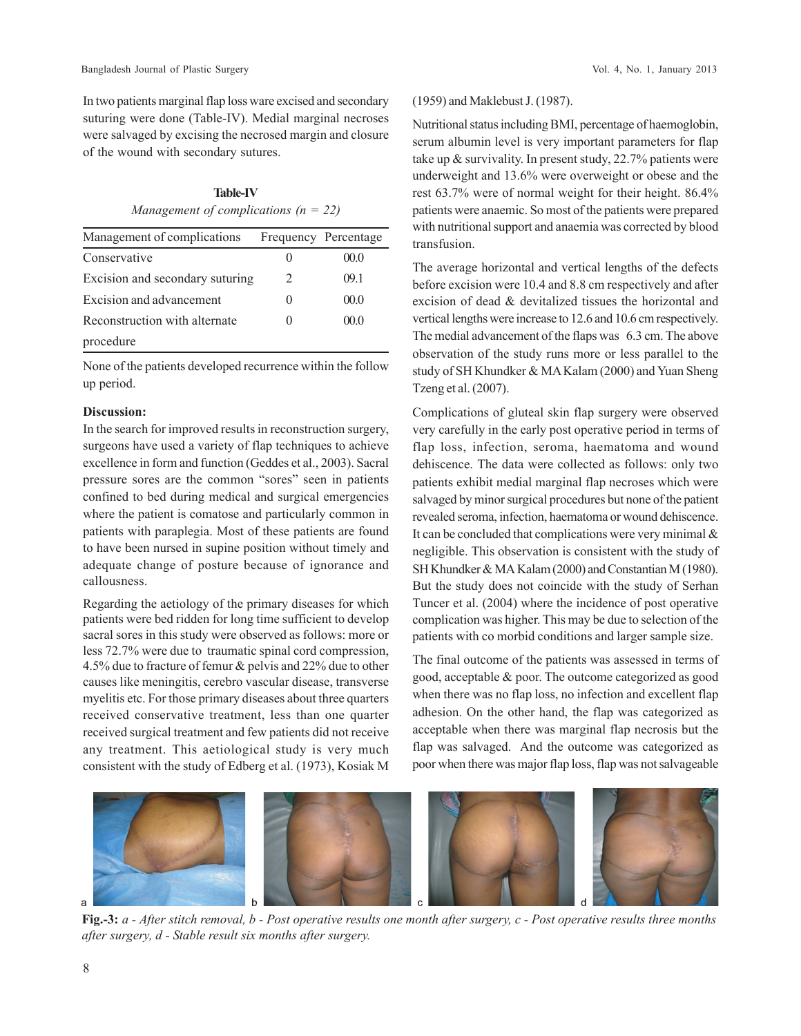In two patients marginal flap loss ware excised and secondary suturing were done (Table-IV). Medial marginal necroses were salvaged by excising the necrosed margin and closure of the wound with secondary sutures.

**Table-IV**

*Management of complications (n = 22)*

| Management of complications | Frequency | Percentage |
|---|---|---|
| Conservative | 0 | 00.0 |
| Excision and secondary suturing | 2 | 09.1 |
| Excision and advancement | 0 | 00.0 |
| Reconstruction with alternate procedure | 0 | 00.0 |

None of the patients developed recurrence within the follow up period.

**Discussion:**

In the search for improved results in reconstruction surgery, surgeons have used a variety of flap techniques to achieve excellence in form and function (Geddes et al., 2003). Sacral pressure sores are the common "sores" seen in patients confined to bed during medical and surgical emergencies where the patient is comatose and particularly common in patients with paraplegia. Most of these patients are found to have been nursed in supine position without timely and adequate change of posture because of ignorance and callousness.

Regarding the aetiology of the primary diseases for which patients were bed ridden for long time sufficient to develop sacral sores in this study were observed as follows: more or less 72.7% were due to traumatic spinal cord compression, 4.5% due to fracture of femur & pelvis and 22% due to other causes like meningitis, cerebro vascular disease, transverse myelitis etc. For those primary diseases about three quarters received conservative treatment, less than one quarter received surgical treatment and few patients did not receive any treatment. This aetiological study is very much consistent with the study of Edberg et al. (1973), Kosiak M (1959) and Maklebust J. (1987).

Nutritional status including BMI, percentage of haemoglobin, serum albumin level is very important parameters for flap take up & survivality. In present study, 22.7% patients were underweight and 13.6% were overweight or obese and the rest 63.7% were of normal weight for their height. 86.4% patients were anaemic. So most of the patients were prepared with nutritional support and anaemia was corrected by blood transfusion.

The average horizontal and vertical lengths of the defects before excision were 10.4 and 8.8 cm respectively and after excision of dead & devitalized tissues the horizontal and vertical lengths were increase to 12.6 and 10.6 cm respectively. The medial advancement of the flaps was 6.3 cm. The above observation of the study runs more or less parallel to the study of SH Khundker & MA Kalam (2000) and Yuan Sheng Tzeng et al. (2007).

Complications of gluteal skin flap surgery were observed very carefully in the early post operative period in terms of flap loss, infection, seroma, haematoma and wound dehiscence. The data were collected as follows: only two patients exhibit medial marginal flap necroses which were salvaged by minor surgical procedures but none of the patient revealed seroma, infection, haematoma or wound dehiscence. It can be concluded that complications were very minimal & negligible. This observation is consistent with the study of SH Khundker & MA Kalam (2000) and Constantian M (1980). But the study does not coincide with the study of Serhan Tuncer et al. (2004) where the incidence of post operative complication was higher. This may be due to selection of the patients with co morbid conditions and larger sample size.

The final outcome of the patients was assessed in terms of good, acceptable & poor. The outcome categorized as good when there was no flap loss, no infection and excellent flap adhesion. On the other hand, the flap was categorized as acceptable when there was marginal flap necrosis but the flap was salvaged. And the outcome was categorized as poor when there was major flap loss, flap was not salvageable

**Fig.-3:** *a - After stitch removal, b - Post operative results one month after surgery, c - Post operative results three months after surgery, d - Stable result six months after surgery.*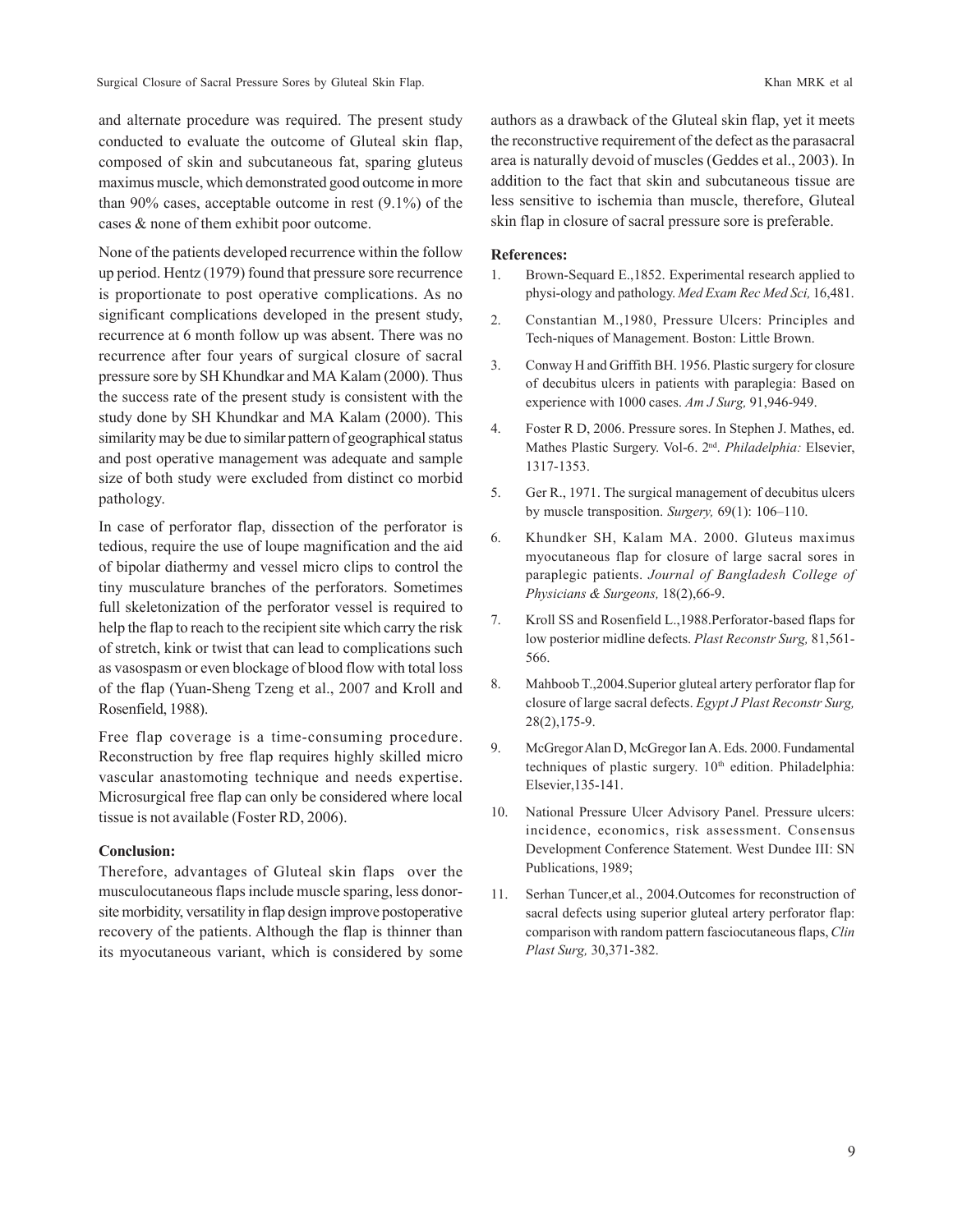and alternate procedure was required. The present study conducted to evaluate the outcome of Gluteal skin flap, composed of skin and subcutaneous fat, sparing gluteus maximus muscle, which demonstrated good outcome in more than 90% cases, acceptable outcome in rest (9.1%) of the cases & none of them exhibit poor outcome.

None of the patients developed recurrence within the follow up period. Hentz (1979) found that pressure sore recurrence is proportionate to post operative complications. As no significant complications developed in the present study, recurrence at 6 month follow up was absent. There was no recurrence after four years of surgical closure of sacral pressure sore by SH Khundkar and MA Kalam (2000). Thus the success rate of the present study is consistent with the study done by SH Khundkar and MA Kalam (2000). This similarity may be due to similar pattern of geographical status and post operative management was adequate and sample size of both study were excluded from distinct co morbid pathology.

In case of perforator flap, dissection of the perforator is tedious, require the use of loupe magnification and the aid of bipolar diathermy and vessel micro clips to control the tiny musculature branches of the perforators. Sometimes full skeletonization of the perforator vessel is required to help the flap to reach to the recipient site which carry the risk of stretch, kink or twist that can lead to complications such as vasospasm or even blockage of blood flow with total loss of the flap (Yuan-Sheng Tzeng et al., 2007 and Kroll and Rosenfield, 1988).

Free flap coverage is a time-consuming procedure. Reconstruction by free flap requires highly skilled micro vascular anastomoting technique and needs expertise. Microsurgical free flap can only be considered where local tissue is not available (Foster RD, 2006).

**Conclusion:**

Therefore, advantages of Gluteal skin flaps over the musculocutaneous flaps include muscle sparing, less donor-site morbidity, versatility in flap design improve postoperative recovery of the patients. Although the flap is thinner than its myocutaneous variant, which is considered by some authors as a drawback of the Gluteal skin flap, yet it meets the reconstructive requirement of the defect as the parasacral area is naturally devoid of muscles (Geddes et al., 2003). In addition to the fact that skin and subcutaneous tissue are less sensitive to ischemia than muscle, therefore, Gluteal skin flap in closure of sacral pressure sore is preferable.

**References:**

1. Brown-Sequard E.,1852. Experimental research applied to physi-ology and pathology. *Med Exam Rec Med Sci,* 16,481.
2. Constantian M.,1980, Pressure Ulcers: Principles and Tech-niques of Management. Boston: Little Brown.
3. Conway H and Griffith BH. 1956. Plastic surgery for closure of decubitus ulcers in patients with paraplegia: Based on experience with 1000 cases. *Am J Surg,* 91,946-949.
4. Foster R D, 2006. Pressure sores. In Stephen J. Mathes, ed. Mathes Plastic Surgery. Vol-6. 2nd. *Philadelphia:* Elsevier, 1317-1353.
5. Ger R., 1971. The surgical management of decubitus ulcers by muscle transposition. *Surgery,* 69(1): 106–110.
6. Khundker SH, Kalam MA. 2000. Gluteus maximus myocutaneous flap for closure of large sacral sores in paraplegic patients. *Journal of Bangladesh College of Physicians & Surgeons,* 18(2),66-9.
7. Kroll SS and Rosenfield L.,1988.Perforator-based flaps for low posterior midline defects. *Plast Reconstr Surg,* 81,561-566.
8. Mahboob T.,2004.Superior gluteal artery perforator flap for closure of large sacral defects. *Egypt J Plast Reconstr Surg,* 28(2),175-9.
9. McGregor Alan D, McGregor Ian A. Eds. 2000. Fundamental techniques of plastic surgery. 10th edition. Philadelphia: Elsevier,135-141.
10. National Pressure Ulcer Advisory Panel. Pressure ulcers: incidence, economics, risk assessment. Consensus Development Conference Statement. West Dundee III: SN Publications, 1989;
11. Serhan Tuncer,et al., 2004.Outcomes for reconstruction of sacral defects using superior gluteal artery perforator flap: comparison with random pattern fasciocutaneous flaps, *Clin Plast Surg,* 30,371-382.